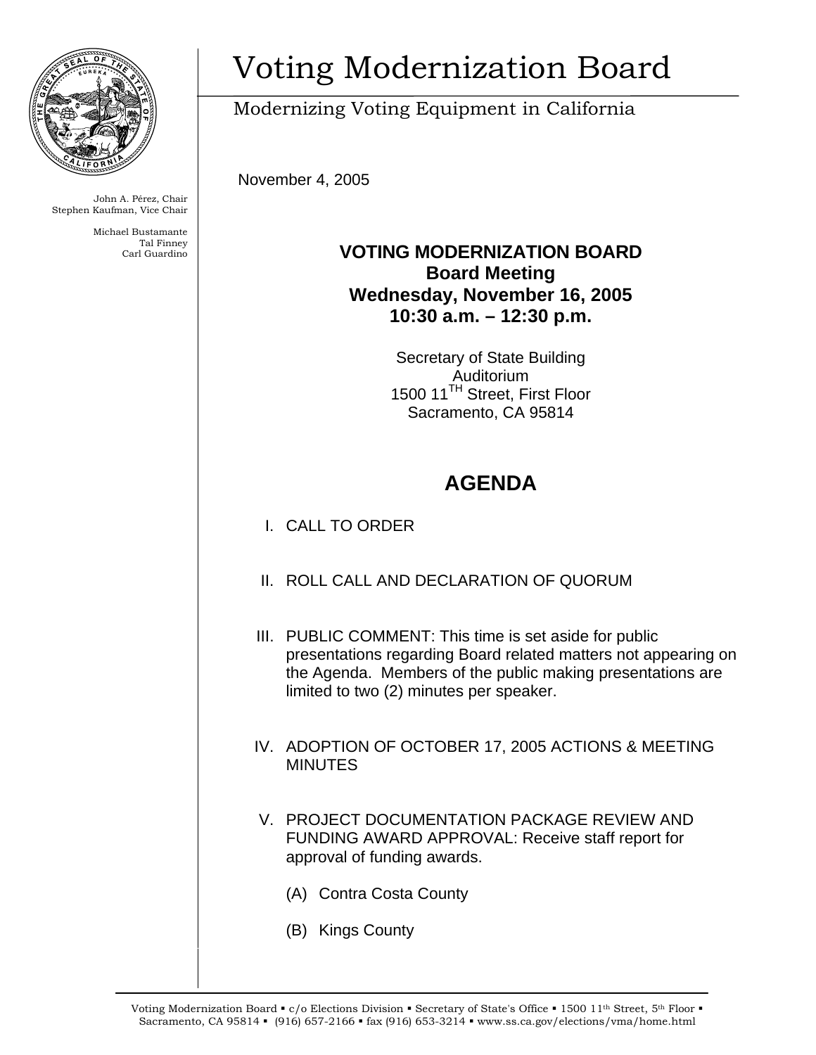# Voting Modernization Board

Modernizing Voting Equipment in California

John A. Pérez, Chair
Stephen Kaufman, Vice Chair

Michael Bustamante
Tal Finney
Carl Guardino

November 4, 2005

**VOTING MODERNIZATION BOARD**
**Board Meeting**
**Wednesday, November 16, 2005**
**10:30 a.m. – 12:30 p.m.**

Secretary of State Building
Auditorium
1500 11TH Street, First Floor
Sacramento, CA 95814

## AGENDA

I. CALL TO ORDER

II. ROLL CALL AND DECLARATION OF QUORUM

III. PUBLIC COMMENT: This time is set aside for public presentations regarding Board related matters not appearing on the Agenda. Members of the public making presentations are limited to two (2) minutes per speaker.

IV. ADOPTION OF OCTOBER 17, 2005 ACTIONS & MEETING MINUTES

V. PROJECT DOCUMENTATION PACKAGE REVIEW AND FUNDING AWARD APPROVAL: Receive staff report for approval of funding awards.

   (A) Contra Costa County

   (B) Kings County

Voting Modernization Board ▪ c/o Elections Division ▪ Secretary of State's Office ▪ 1500 11th Street, 5th Floor ▪ Sacramento, CA 95814 ▪ (916) 657-2166 ▪ fax (916) 653-3214 ▪ www.ss.ca.gov/elections/vma/home.html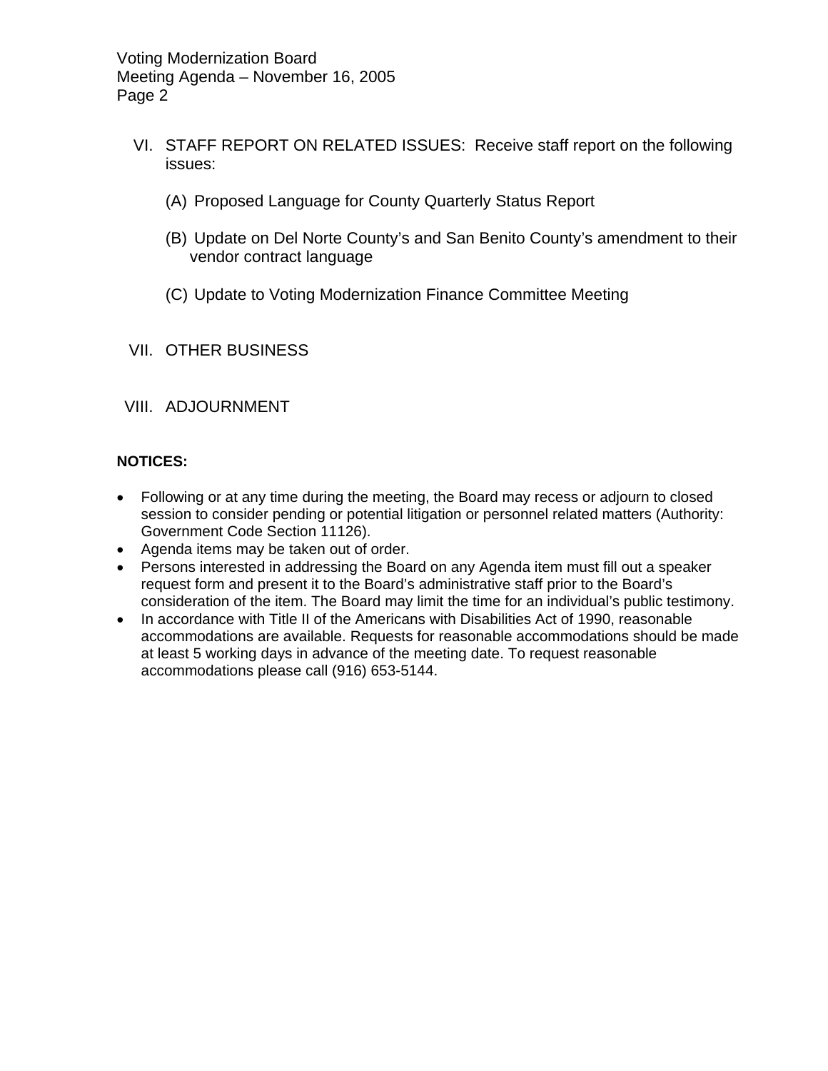VI. STAFF REPORT ON RELATED ISSUES: Receive staff report on the following issues:

(A) Proposed Language for County Quarterly Status Report

(B) Update on Del Norte County's and San Benito County's amendment to their vendor contract language

(C) Update to Voting Modernization Finance Committee Meeting

VII. OTHER BUSINESS

VIII. ADJOURNMENT

**NOTICES:**

- Following or at any time during the meeting, the Board may recess or adjourn to closed session to consider pending or potential litigation or personnel related matters (Authority: Government Code Section 11126).
- Agenda items may be taken out of order.
- Persons interested in addressing the Board on any Agenda item must fill out a speaker request form and present it to the Board's administrative staff prior to the Board's consideration of the item. The Board may limit the time for an individual's public testimony.
- In accordance with Title II of the Americans with Disabilities Act of 1990, reasonable accommodations are available. Requests for reasonable accommodations should be made at least 5 working days in advance of the meeting date. To request reasonable accommodations please call (916) 653-5144.